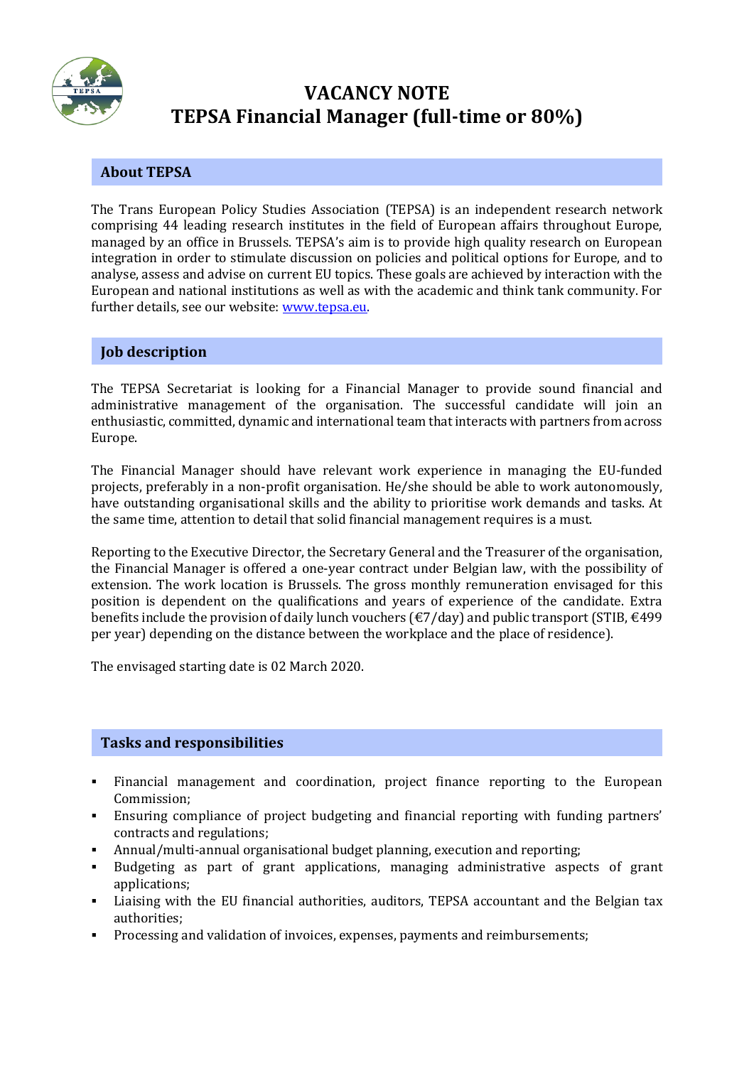# VACANCY NOTE
# TEPSA Financial Manager (full-time or 80%)

## About TEPSA

The Trans European Policy Studies Association (TEPSA) is an independent research network comprising 44 leading research institutes in the field of European affairs throughout Europe, managed by an office in Brussels. TEPSA's aim is to provide high quality research on European integration in order to stimulate discussion on policies and political options for Europe, and to analyse, assess and advise on current EU topics. These goals are achieved by interaction with the European and national institutions as well as with the academic and think tank community. For further details, see our website: [www.tepsa.eu](http://www.tepsa.eu).

## Job description

The TEPSA Secretariat is looking for a Financial Manager to provide sound financial and administrative management of the organisation. The successful candidate will join an enthusiastic, committed, dynamic and international team that interacts with partners from across Europe.

The Financial Manager should have relevant work experience in managing the EU-funded projects, preferably in a non-profit organisation. He/she should be able to work autonomously, have outstanding organisational skills and the ability to prioritise work demands and tasks. At the same time, attention to detail that solid financial management requires is a must.

Reporting to the Executive Director, the Secretary General and the Treasurer of the organisation, the Financial Manager is offered a one-year contract under Belgian law, with the possibility of extension. The work location is Brussels. The gross monthly remuneration envisaged for this position is dependent on the qualifications and years of experience of the candidate. Extra benefits include the provision of daily lunch vouchers (€7/day) and public transport (STIB, €499 per year) depending on the distance between the workplace and the place of residence).

The envisaged starting date is 02 March 2020.

## Tasks and responsibilities

- Financial management and coordination, project finance reporting to the European Commission;
- Ensuring compliance of project budgeting and financial reporting with funding partners' contracts and regulations;
- Annual/multi-annual organisational budget planning, execution and reporting;
- Budgeting as part of grant applications, managing administrative aspects of grant applications;
- Liaising with the EU financial authorities, auditors, TEPSA accountant and the Belgian tax authorities;
- Processing and validation of invoices, expenses, payments and reimbursements;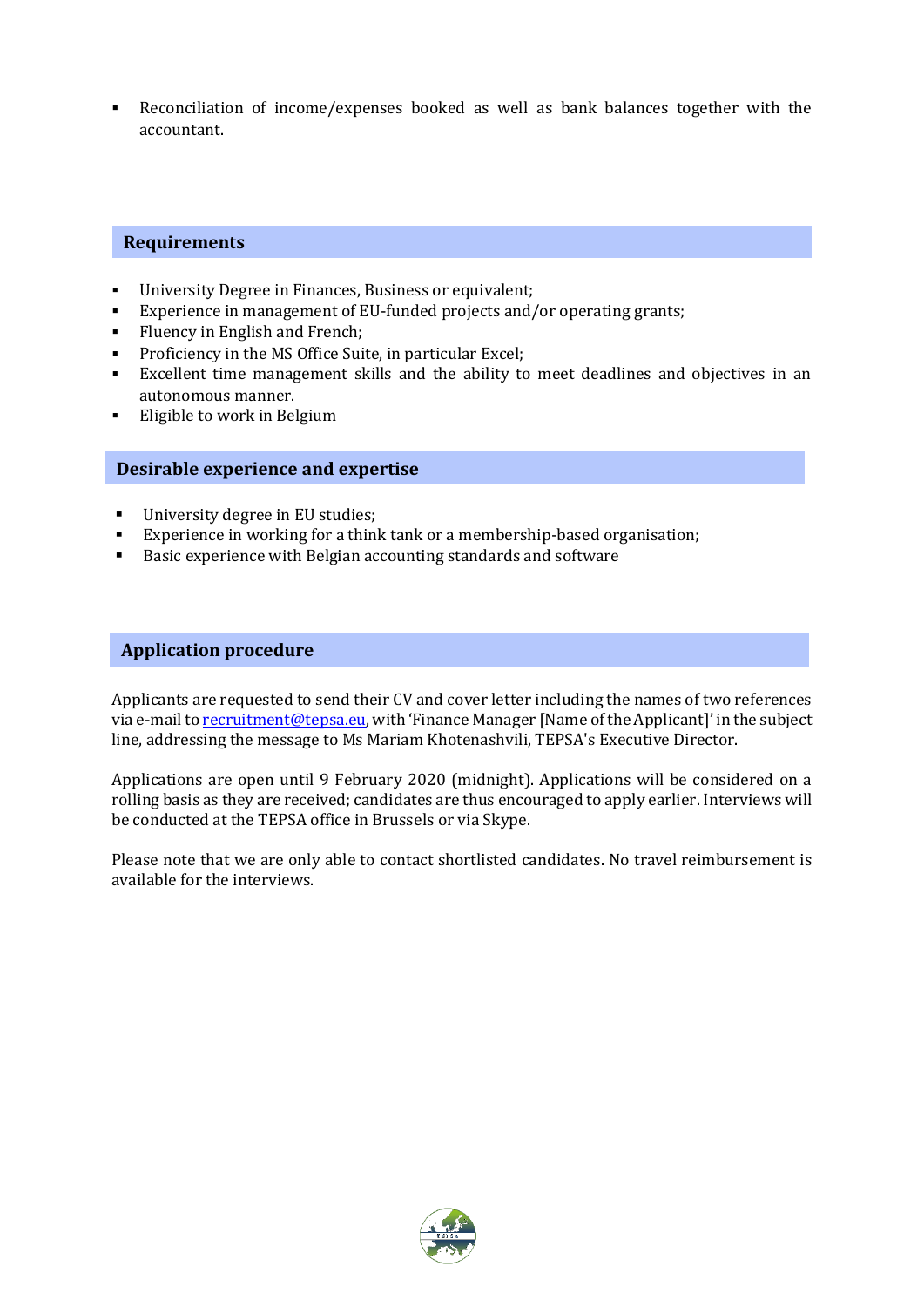- Reconciliation of income/expenses booked as well as bank balances together with the accountant.

## Requirements

- University Degree in Finances, Business or equivalent;
- Experience in management of EU-funded projects and/or operating grants;
- Fluency in English and French;
- Proficiency in the MS Office Suite, in particular Excel;
- Excellent time management skills and the ability to meet deadlines and objectives in an autonomous manner.
- Eligible to work in Belgium

## Desirable experience and expertise

- University degree in EU studies;
- Experience in working for a think tank or a membership-based organisation;
- Basic experience with Belgian accounting standards and software

## Application procedure

Applicants are requested to send their CV and cover letter including the names of two references via e-mail to recruitment@tepsa.eu, with 'Finance Manager [Name of the Applicant]' in the subject line, addressing the message to Ms Mariam Khotenashvili, TEPSA's Executive Director.

Applications are open until 9 February 2020 (midnight). Applications will be considered on a rolling basis as they are received; candidates are thus encouraged to apply earlier. Interviews will be conducted at the TEPSA office in Brussels or via Skype.

Please note that we are only able to contact shortlisted candidates. No travel reimbursement is available for the interviews.